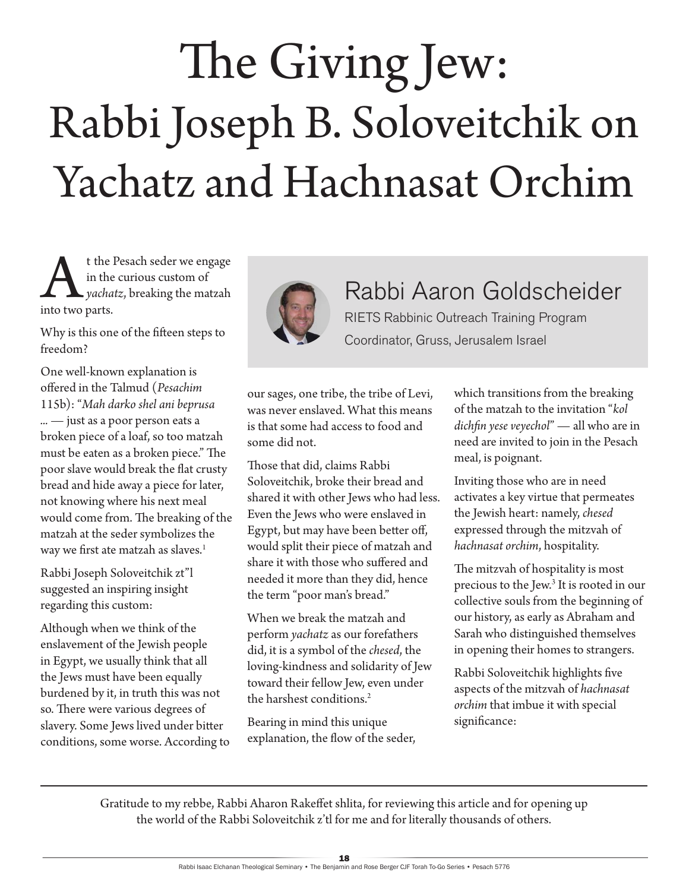# The Giving Jew: Rabbi Joseph B. Soloveitchik on Yachatz and Hachnasat Orchim

**Rabbi Aaron Goldscheider**

RIETS Rabbinic Outreach Training Program Coordinator, Gruss, Jerusalem Israel

At the Pesach seder we engage in the curious custom of *yachatz*, breaking the matzah into two parts.

Why is this one of the fifteen steps to freedom?

One well-known explanation is offered in the Talmud (*Pesachim* 115b): "*Mah darko shel ani beprusa* ... — just as a poor person eats a broken piece of a loaf, so too matzah must be eaten as a broken piece." The poor slave would break the flat crusty bread and hide away a piece for later, not knowing where his next meal would come from. The breaking of the matzah at the seder symbolizes the way we first ate matzah as slaves.[1]

Rabbi Joseph Soloveitchik zt"l suggested an inspiring insight regarding this custom:

Although when we think of the enslavement of the Jewish people in Egypt, we usually think that all the Jews must have been equally burdened by it, in truth this was not so. There were various degrees of slavery. Some Jews lived under bitter conditions, some worse. According to our sages, one tribe, the tribe of Levi, was never enslaved. What this means is that some had access to food and some did not.

Those that did, claims Rabbi Soloveitchik, broke their bread and shared it with other Jews who had less. Even the Jews who were enslaved in Egypt, but may have been better off, would split their piece of matzah and share it with those who suffered and needed it more than they did, hence the term "poor man's bread."

When we break the matzah and perform *yachatz* as our forefathers did, it is a symbol of the *chesed*, the loving-kindness and solidarity of Jew toward their fellow Jew, even under the harshest conditions.[2]

Bearing in mind this unique explanation, the flow of the seder, which transitions from the breaking of the matzah to the invitation "*kol dichfin yese veyechol*" — all who are in need are invited to join in the Pesach meal, is poignant.

Inviting those who are in need activates a key virtue that permeates the Jewish heart: namely, *chesed* expressed through the mitzvah of *hachnasat orchim*, hospitality.

The mitzvah of hospitality is most precious to the Jew.[3] It is rooted in our collective souls from the beginning of our history, as early as Abraham and Sarah who distinguished themselves in opening their homes to strangers.

Rabbi Soloveitchik highlights five aspects of the mitzvah of *hachnasat orchim* that imbue it with special significance:

---

Gratitude to my rebbe, Rabbi Aharon Rakeffet shlita, for reviewing this article and for opening up the world of the Rabbi Soloveitchik z'tl for me and for literally thousands of others.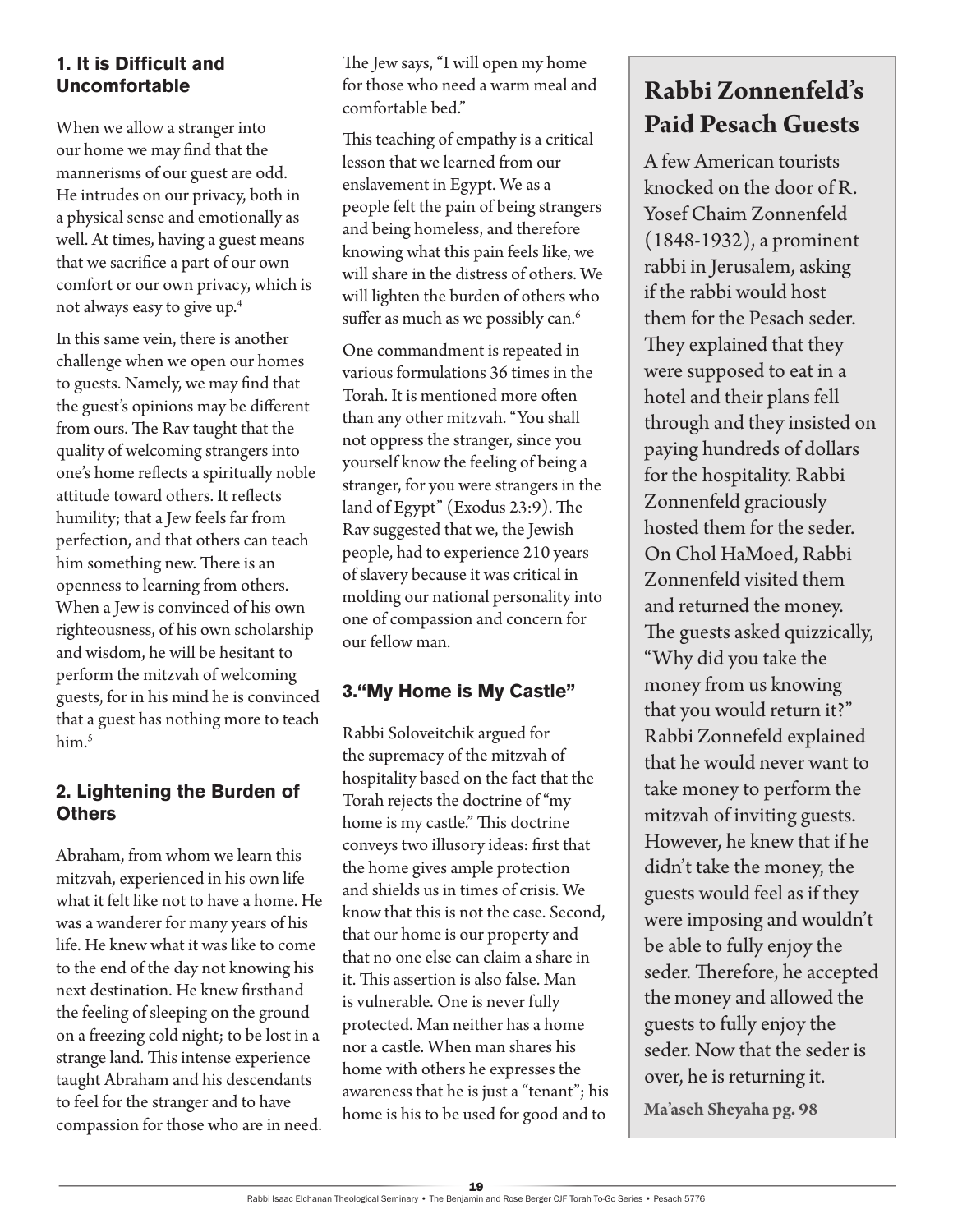### 1. It is Difficult and Uncomfortable

When we allow a stranger into our home we may find that the mannerisms of our guest are odd. He intrudes on our privacy, both in a physical sense and emotionally as well. At times, having a guest means that we sacrifice a part of our own comfort or our own privacy, which is not always easy to give up.[4]

In this same vein, there is another challenge when we open our homes to guests. Namely, we may find that the guest's opinions may be different from ours. The Rav taught that the quality of welcoming strangers into one's home reflects a spiritually noble attitude toward others. It reflects humility; that a Jew feels far from perfection, and that others can teach him something new. There is an openness to learning from others. When a Jew is convinced of his own righteousness, of his own scholarship and wisdom, he will be hesitant to perform the mitzvah of welcoming guests, for in his mind he is convinced that a guest has nothing more to teach him.[5]

### 2. Lightening the Burden of Others

Abraham, from whom we learn this mitzvah, experienced in his own life what it felt like not to have a home. He was a wanderer for many years of his life. He knew what it was like to come to the end of the day not knowing his next destination. He knew firsthand the feeling of sleeping on the ground on a freezing cold night; to be lost in a strange land. This intense experience taught Abraham and his descendants to feel for the stranger and to have compassion for those who are in need. The Jew says, "I will open my home for those who need a warm meal and comfortable bed."

This teaching of empathy is a critical lesson that we learned from our enslavement in Egypt. We as a people felt the pain of being strangers and being homeless, and therefore knowing what this pain feels like, we will share in the distress of others. We will lighten the burden of others who suffer as much as we possibly can.[6]

One commandment is repeated in various formulations 36 times in the Torah. It is mentioned more often than any other mitzvah. "You shall not oppress the stranger, since you yourself know the feeling of being a stranger, for you were strangers in the land of Egypt" (Exodus 23:9). The Rav suggested that we, the Jewish people, had to experience 210 years of slavery because it was critical in molding our national personality into one of compassion and concern for our fellow man.

### 3."My Home is My Castle"

Rabbi Soloveitchik argued for the supremacy of the mitzvah of hospitality based on the fact that the Torah rejects the doctrine of "my home is my castle." This doctrine conveys two illusory ideas: first that the home gives ample protection and shields us in times of crisis. We know that this is not the case. Second, that our home is our property and that no one else can claim a share in it. This assertion is also false. Man is vulnerable. One is never fully protected. Man neither has a home nor a castle. When man shares his home with others he expresses the awareness that he is just a "tenant"; his home is his to be used for good and to

## Rabbi Zonnenfeld's Paid Pesach Guests

A few American tourists knocked on the door of R. Yosef Chaim Zonnenfeld (1848-1932), a prominent rabbi in Jerusalem, asking if the rabbi would host them for the Pesach seder. They explained that they were supposed to eat in a hotel and their plans fell through and they insisted on paying hundreds of dollars for the hospitality. Rabbi Zonnenfeld graciously hosted them for the seder. On Chol HaMoed, Rabbi Zonnenfeld visited them and returned the money. The guests asked quizzically, "Why did you take the money from us knowing that you would return it?" Rabbi Zonnefeld explained that he would never want to take money to perform the mitzvah of inviting guests. However, he knew that if he didn't take the money, the guests would feel as if they were imposing and wouldn't be able to fully enjoy the seder. Therefore, he accepted the money and allowed the guests to fully enjoy the seder. Now that the seder is over, he is returning it.

**Ma'aseh Sheyaha pg. 98**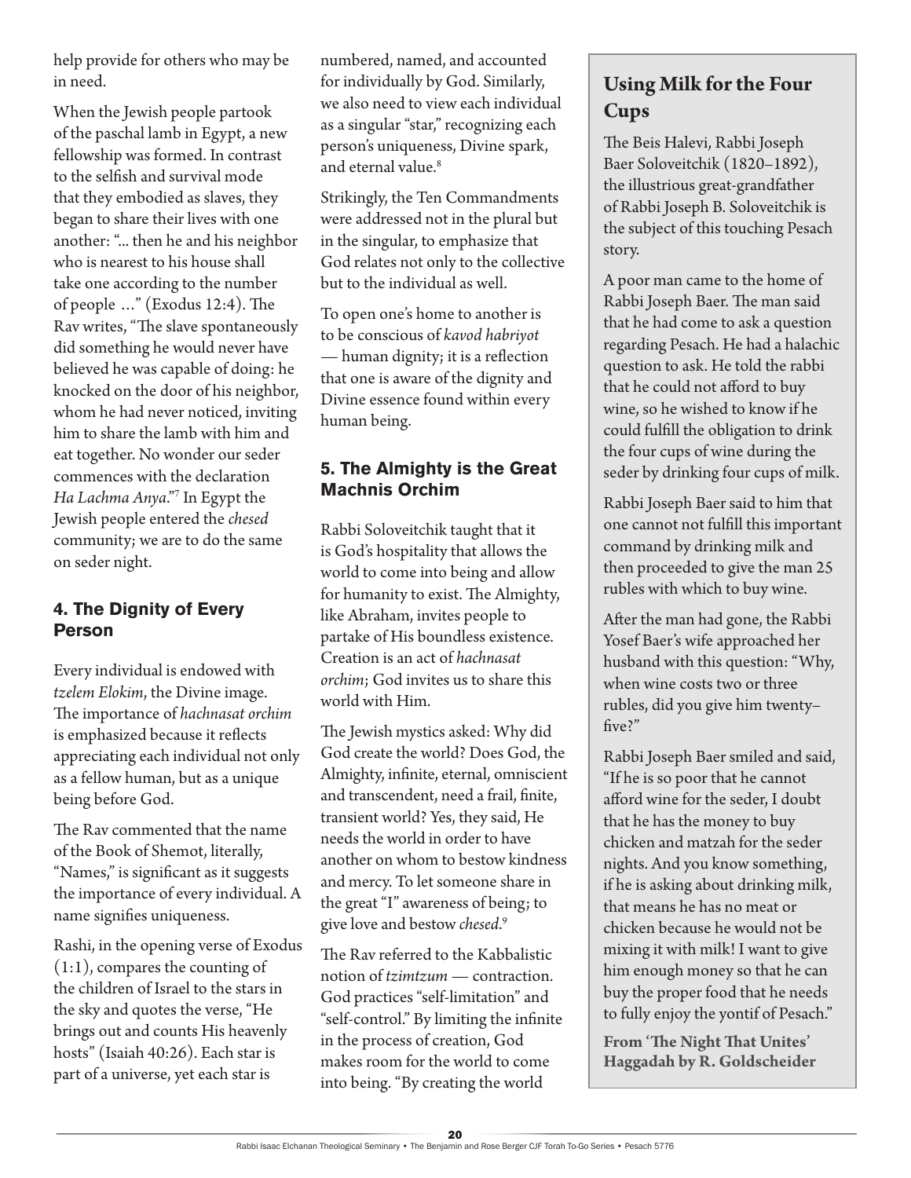help provide for others who may be in need.

When the Jewish people partook of the paschal lamb in Egypt, a new fellowship was formed. In contrast to the selfish and survival mode that they embodied as slaves, they began to share their lives with one another: "... then he and his neighbor who is nearest to his house shall take one according to the number of people ..." (Exodus 12:4). The Rav writes, "The slave spontaneously did something he would never have believed he was capable of doing: he knocked on the door of his neighbor, whom he had never noticed, inviting him to share the lamb with him and eat together. No wonder our seder commences with the declaration *Ha Lachma Anya*."[7] In Egypt the Jewish people entered the *chesed* community; we are to do the same on seder night.

## 4. The Dignity of Every Person

Every individual is endowed with *tzelem Elokim*, the Divine image. The importance of *hachnasat orchim* is emphasized because it reflects appreciating each individual not only as a fellow human, but as a unique being before God.

The Rav commented that the name of the Book of Shemot, literally, "Names," is significant as it suggests the importance of every individual. A name signifies uniqueness.

Rashi, in the opening verse of Exodus (1:1), compares the counting of the children of Israel to the stars in the sky and quotes the verse, "He brings out and counts His heavenly hosts" (Isaiah 40:26). Each star is part of a universe, yet each star is numbered, named, and accounted for individually by God. Similarly, we also need to view each individual as a singular "star," recognizing each person's uniqueness, Divine spark, and eternal value.[8]

Strikingly, the Ten Commandments were addressed not in the plural but in the singular, to emphasize that God relates not only to the collective but to the individual as well.

To open one's home to another is to be conscious of *kavod habriyot* — human dignity; it is a reflection that one is aware of the dignity and Divine essence found within every human being.

## 5. The Almighty is the Great Machnis Orchim

Rabbi Soloveitchik taught that it is God's hospitality that allows the world to come into being and allow for humanity to exist. The Almighty, like Abraham, invites people to partake of His boundless existence. Creation is an act of *hachnasat orchim*; God invites us to share this world with Him.

The Jewish mystics asked: Why did God create the world? Does God, the Almighty, infinite, eternal, omniscient and transcendent, need a frail, finite, transient world? Yes, they said, He needs the world in order to have another on whom to bestow kindness and mercy. To let someone share in the great "I" awareness of being; to give love and bestow *chesed*.[9]

The Rav referred to the Kabbalistic notion of *tzimtzum* — contraction. God practices "self-limitation" and "self-control." By limiting the infinite in the process of creation, God makes room for the world to come into being. "By creating the world

## Using Milk for the Four Cups

The Beis Halevi, Rabbi Joseph Baer Soloveitchik (1820–1892), the illustrious great-grandfather of Rabbi Joseph B. Soloveitchik is the subject of this touching Pesach story.

A poor man came to the home of Rabbi Joseph Baer. The man said that he had come to ask a question regarding Pesach. He had a halachic question to ask. He told the rabbi that he could not afford to buy wine, so he wished to know if he could fulfill the obligation to drink the four cups of wine during the seder by drinking four cups of milk.

Rabbi Joseph Baer said to him that one cannot not fulfill this important command by drinking milk and then proceeded to give the man 25 rubles with which to buy wine.

After the man had gone, the Rabbi Yosef Baer's wife approached her husband with this question: "Why, when wine costs two or three rubles, did you give him twenty–five?"

Rabbi Joseph Baer smiled and said, "If he is so poor that he cannot afford wine for the seder, I doubt that he has the money to buy chicken and matzah for the seder nights. And you know something, if he is asking about drinking milk, that means he has no meat or chicken because he would not be mixing it with milk! I want to give him enough money so that he can buy the proper food that he needs to fully enjoy the yontif of Pesach."

**From 'The Night That Unites' Haggadah by R. Goldscheider**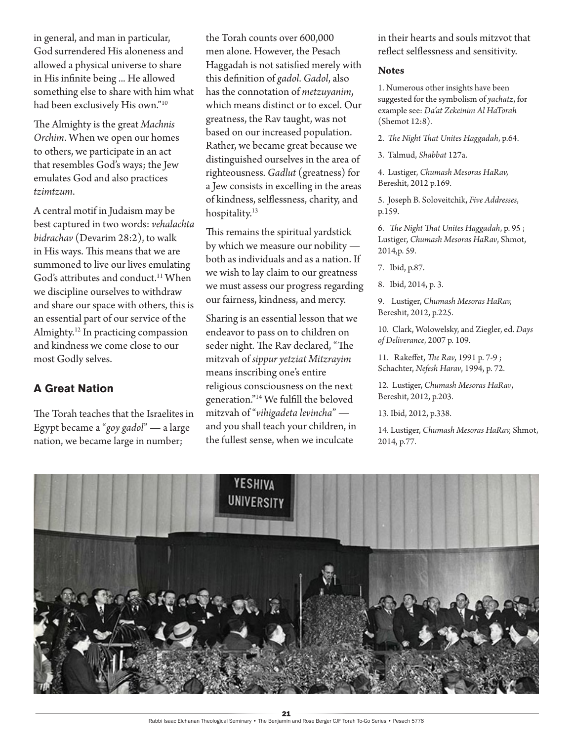in general, and man in particular, God surrendered His aloneness and allowed a physical universe to share in His infinite being ... He allowed something else to share with him what had been exclusively His own."[10]

The Almighty is the great *Machnis Orchim*. When we open our homes to others, we participate in an act that resembles God's ways; the Jew emulates God and also practices *tzimtzum*.

A central motif in Judaism may be best captured in two words: *vehalachta bidrachav* (Devarim 28:2), to walk in His ways. This means that we are summoned to live our lives emulating God's attributes and conduct.[11] When we discipline ourselves to withdraw and share our space with others, this is an essential part of our service of the Almighty.[12] In practicing compassion and kindness we come close to our most Godly selves.

## A Great Nation

The Torah teaches that the Israelites in Egypt became a "*goy gadol*" — a large nation, we became large in number; the Torah counts over 600,000 men alone. However, the Pesach Haggadah is not satisfied merely with this definition of *gadol*. *Gadol*, also has the connotation of *metzuyanim*, which means distinct or to excel. Our greatness, the Rav taught, was not based on our increased population. Rather, we became great because we distinguished ourselves in the area of righteousness. *Gadlut* (greatness) for a Jew consists in excelling in the areas of kindness, selflessness, charity, and hospitality.[13]

This remains the spiritual yardstick by which we measure our nobility — both as individuals and as a nation. If we wish to lay claim to our greatness we must assess our progress regarding our fairness, kindness, and mercy.

Sharing is an essential lesson that we endeavor to pass on to children on seder night. The Rav declared, "The mitzvah of *sippur yetziat Mitzrayim* means inscribing one's entire religious consciousness on the next generation."[14] We fulfill the beloved mitzvah of "*vihigadeta levincha*" — and you shall teach your children, in the fullest sense, when we inculcate in their hearts and souls mitzvot that reflect selflessness and sensitivity.

### Notes

1. Numerous other insights have been suggested for the symbolism of *yachatz*, for example see: *Da'at Zekeinim Al HaTorah* (Shemot 12:8).
2. *The Night That Unites Haggadah*, p.64.
3. Talmud, *Shabbat* 127a.
4. Lustiger, *Chumash Mesoras HaRav,* Bereshit, 2012 p.169.
5. Joseph B. Soloveitchik, *Five Addresses*, p.159.
6. *The Night That Unites Haggadah*, p. 95 ; Lustiger, *Chumash Mesoras HaRav*, Shmot, 2014,p. 59.
7. Ibid, p.87.
8. Ibid, 2014, p. 3.
9. Lustiger, *Chumash Mesoras HaRav,* Bereshit, 2012, p.225.
10. Clark, Wolowelsky, and Ziegler, ed. *Days of Deliverance*, 2007 p. 109.
11. Rakeffet, *The Rav*, 1991 p. 7-9 ; Schachter, *Nefesh Harav*, 1994, p. 72.
12. Lustiger, *Chumash Mesoras HaRav*, Bereshit, 2012, p.203.
13. Ibid, 2012, p.338.
14. Lustiger, *Chumash Mesoras HaRav,* Shmot, 2014, p.77.